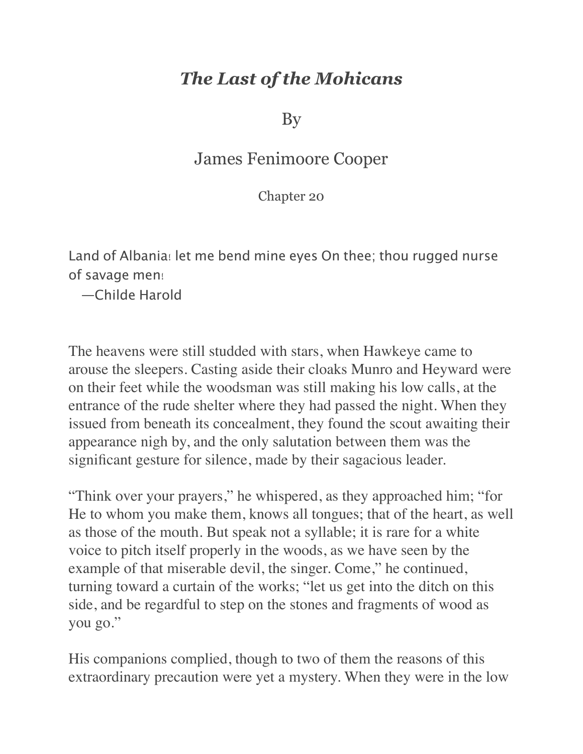# *The Last of the Mohicans*

By

James Fenimoore Cooper

Chapter 20

Land of Albania! let me bend mine eyes On thee; thou rugged nurse of savage men!
—Childe Harold

The heavens were still studded with stars, when Hawkeye came to arouse the sleepers. Casting aside their cloaks Munro and Heyward were on their feet while the woodsman was still making his low calls, at the entrance of the rude shelter where they had passed the night. When they issued from beneath its concealment, they found the scout awaiting their appearance nigh by, and the only salutation between them was the significant gesture for silence, made by their sagacious leader.

"Think over your prayers," he whispered, as they approached him; "for He to whom you make them, knows all tongues; that of the heart, as well as those of the mouth. But speak not a syllable; it is rare for a white voice to pitch itself properly in the woods, as we have seen by the example of that miserable devil, the singer. Come," he continued, turning toward a curtain of the works; "let us get into the ditch on this side, and be regardful to step on the stones and fragments of wood as you go."

His companions complied, though to two of them the reasons of this extraordinary precaution were yet a mystery. When they were in the low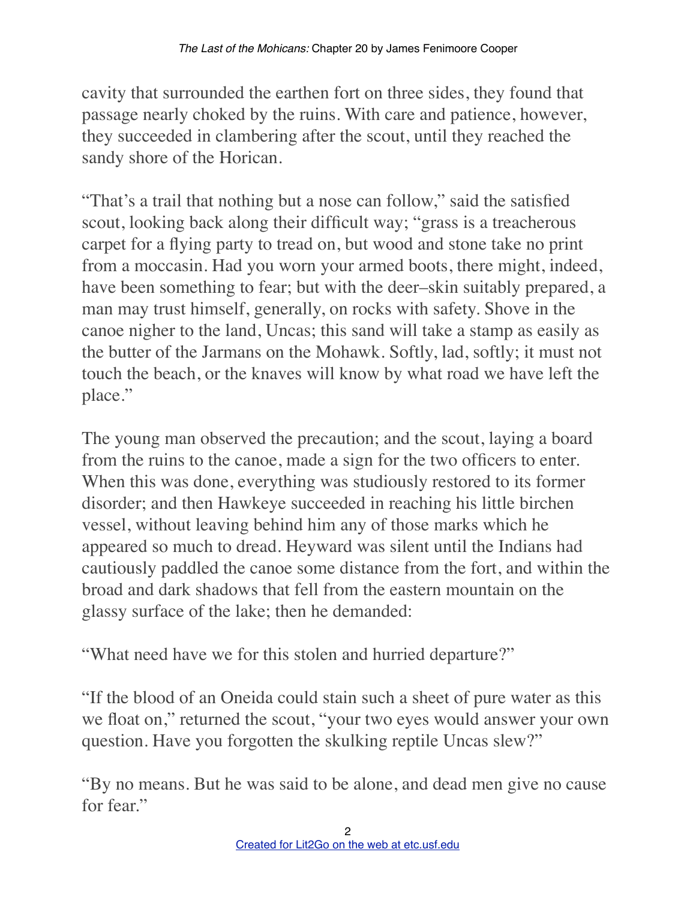cavity that surrounded the earthen fort on three sides, they found that passage nearly choked by the ruins. With care and patience, however, they succeeded in clambering after the scout, until they reached the sandy shore of the Horican.

"That's a trail that nothing but a nose can follow," said the satisfied scout, looking back along their difficult way; "grass is a treacherous carpet for a flying party to tread on, but wood and stone take no print from a moccasin. Had you worn your armed boots, there might, indeed, have been something to fear; but with the deer–skin suitably prepared, a man may trust himself, generally, on rocks with safety. Shove in the canoe nigher to the land, Uncas; this sand will take a stamp as easily as the butter of the Jarmans on the Mohawk. Softly, lad, softly; it must not touch the beach, or the knaves will know by what road we have left the place."

The young man observed the precaution; and the scout, laying a board from the ruins to the canoe, made a sign for the two officers to enter. When this was done, everything was studiously restored to its former disorder; and then Hawkeye succeeded in reaching his little birchen vessel, without leaving behind him any of those marks which he appeared so much to dread. Heyward was silent until the Indians had cautiously paddled the canoe some distance from the fort, and within the broad and dark shadows that fell from the eastern mountain on the glassy surface of the lake; then he demanded:

"What need have we for this stolen and hurried departure?"

"If the blood of an Oneida could stain such a sheet of pure water as this we float on," returned the scout, "your two eyes would answer your own question. Have you forgotten the skulking reptile Uncas slew?"

"By no means. But he was said to be alone, and dead men give no cause for fear."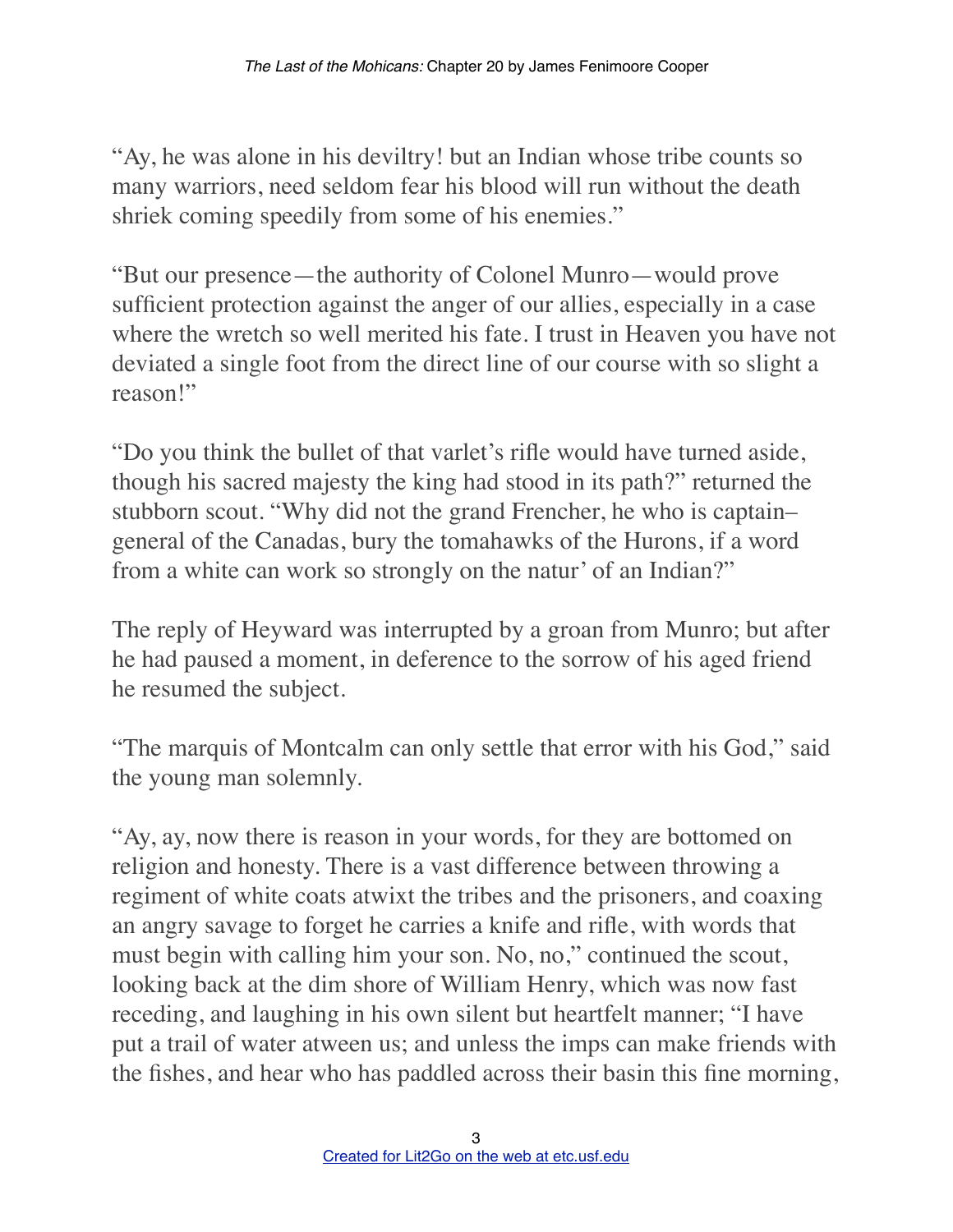"Ay, he was alone in his deviltry! but an Indian whose tribe counts so many warriors, need seldom fear his blood will run without the death shriek coming speedily from some of his enemies."

"But our presence—the authority of Colonel Munro—would prove sufficient protection against the anger of our allies, especially in a case where the wretch so well merited his fate. I trust in Heaven you have not deviated a single foot from the direct line of our course with so slight a reason!"

"Do you think the bullet of that varlet's rifle would have turned aside, though his sacred majesty the king had stood in its path?" returned the stubborn scout. "Why did not the grand Frencher, he who is captain–general of the Canadas, bury the tomahawks of the Hurons, if a word from a white can work so strongly on the natur' of an Indian?"

The reply of Heyward was interrupted by a groan from Munro; but after he had paused a moment, in deference to the sorrow of his aged friend he resumed the subject.

"The marquis of Montcalm can only settle that error with his God," said the young man solemnly.

"Ay, ay, now there is reason in your words, for they are bottomed on religion and honesty. There is a vast difference between throwing a regiment of white coats atwixt the tribes and the prisoners, and coaxing an angry savage to forget he carries a knife and rifle, with words that must begin with calling him your son. No, no," continued the scout, looking back at the dim shore of William Henry, which was now fast receding, and laughing in his own silent but heartfelt manner; "I have put a trail of water atween us; and unless the imps can make friends with the fishes, and hear who has paddled across their basin this fine morning,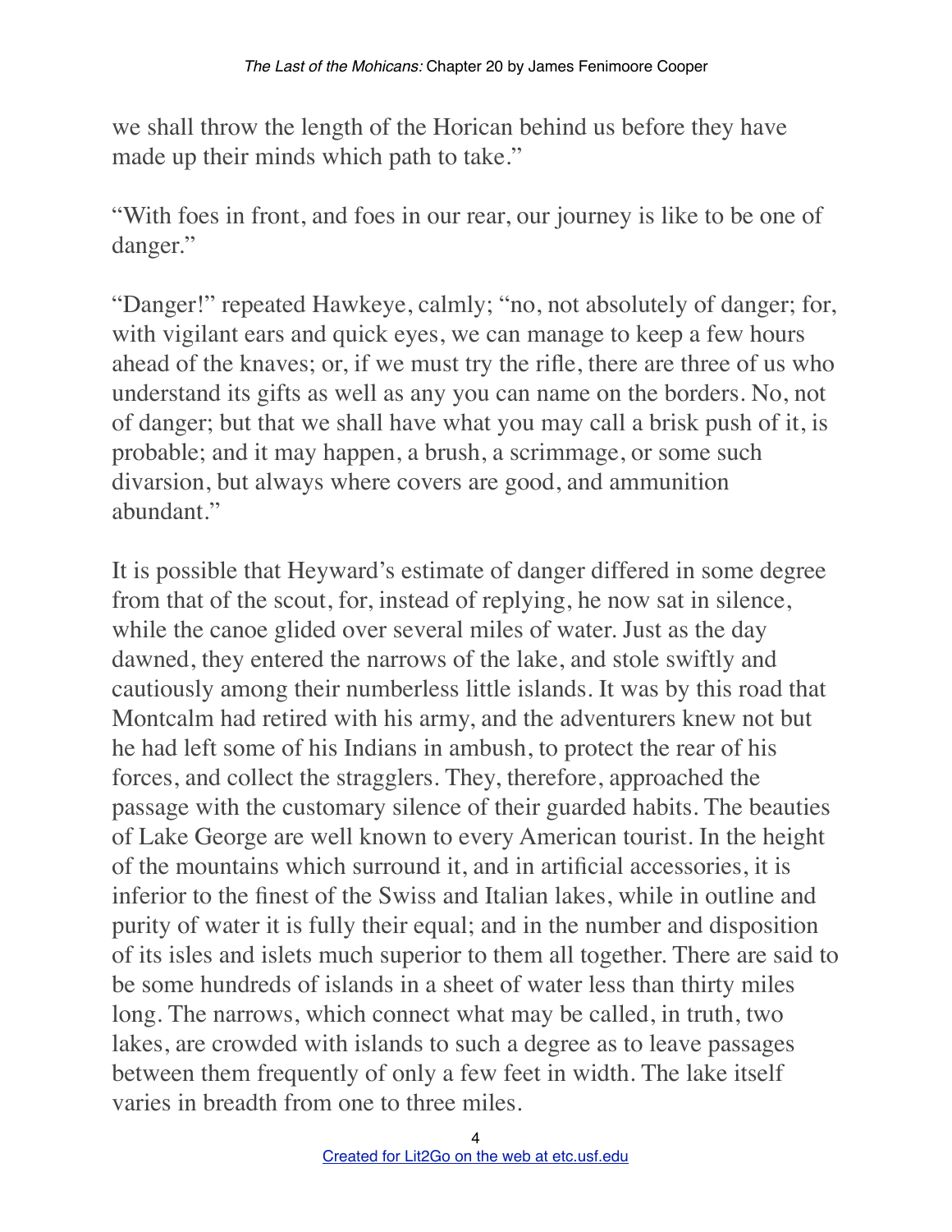we shall throw the length of the Horican behind us before they have made up their minds which path to take."

"With foes in front, and foes in our rear, our journey is like to be one of danger."

"Danger!" repeated Hawkeye, calmly; "no, not absolutely of danger; for, with vigilant ears and quick eyes, we can manage to keep a few hours ahead of the knaves; or, if we must try the rifle, there are three of us who understand its gifts as well as any you can name on the borders. No, not of danger; but that we shall have what you may call a brisk push of it, is probable; and it may happen, a brush, a scrimmage, or some such divarsion, but always where covers are good, and ammunition abundant."

It is possible that Heyward's estimate of danger differed in some degree from that of the scout, for, instead of replying, he now sat in silence, while the canoe glided over several miles of water. Just as the day dawned, they entered the narrows of the lake, and stole swiftly and cautiously among their numberless little islands. It was by this road that Montcalm had retired with his army, and the adventurers knew not but he had left some of his Indians in ambush, to protect the rear of his forces, and collect the stragglers. They, therefore, approached the passage with the customary silence of their guarded habits. The beauties of Lake George are well known to every American tourist. In the height of the mountains which surround it, and in artificial accessories, it is inferior to the finest of the Swiss and Italian lakes, while in outline and purity of water it is fully their equal; and in the number and disposition of its isles and islets much superior to them all together. There are said to be some hundreds of islands in a sheet of water less than thirty miles long. The narrows, which connect what may be called, in truth, two lakes, are crowded with islands to such a degree as to leave passages between them frequently of only a few feet in width. The lake itself varies in breadth from one to three miles.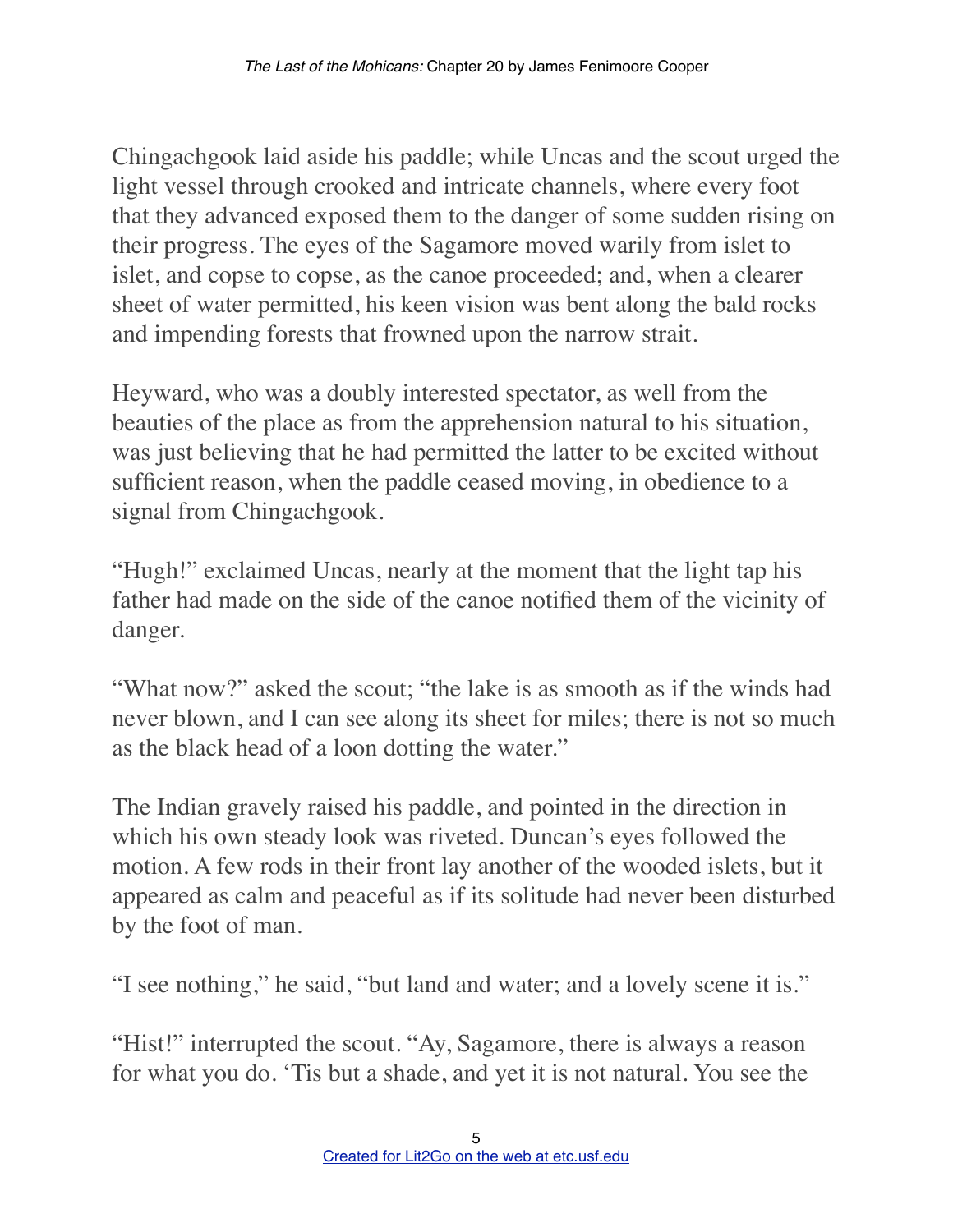Chingachgook laid aside his paddle; while Uncas and the scout urged the light vessel through crooked and intricate channels, where every foot that they advanced exposed them to the danger of some sudden rising on their progress. The eyes of the Sagamore moved warily from islet to islet, and copse to copse, as the canoe proceeded; and, when a clearer sheet of water permitted, his keen vision was bent along the bald rocks and impending forests that frowned upon the narrow strait.

Heyward, who was a doubly interested spectator, as well from the beauties of the place as from the apprehension natural to his situation, was just believing that he had permitted the latter to be excited without sufficient reason, when the paddle ceased moving, in obedience to a signal from Chingachgook.

"Hugh!" exclaimed Uncas, nearly at the moment that the light tap his father had made on the side of the canoe notified them of the vicinity of danger.

"What now?" asked the scout; "the lake is as smooth as if the winds had never blown, and I can see along its sheet for miles; there is not so much as the black head of a loon dotting the water."

The Indian gravely raised his paddle, and pointed in the direction in which his own steady look was riveted. Duncan's eyes followed the motion. A few rods in their front lay another of the wooded islets, but it appeared as calm and peaceful as if its solitude had never been disturbed by the foot of man.

"I see nothing," he said, "but land and water; and a lovely scene it is."

"Hist!" interrupted the scout. "Ay, Sagamore, there is always a reason for what you do. 'Tis but a shade, and yet it is not natural. You see the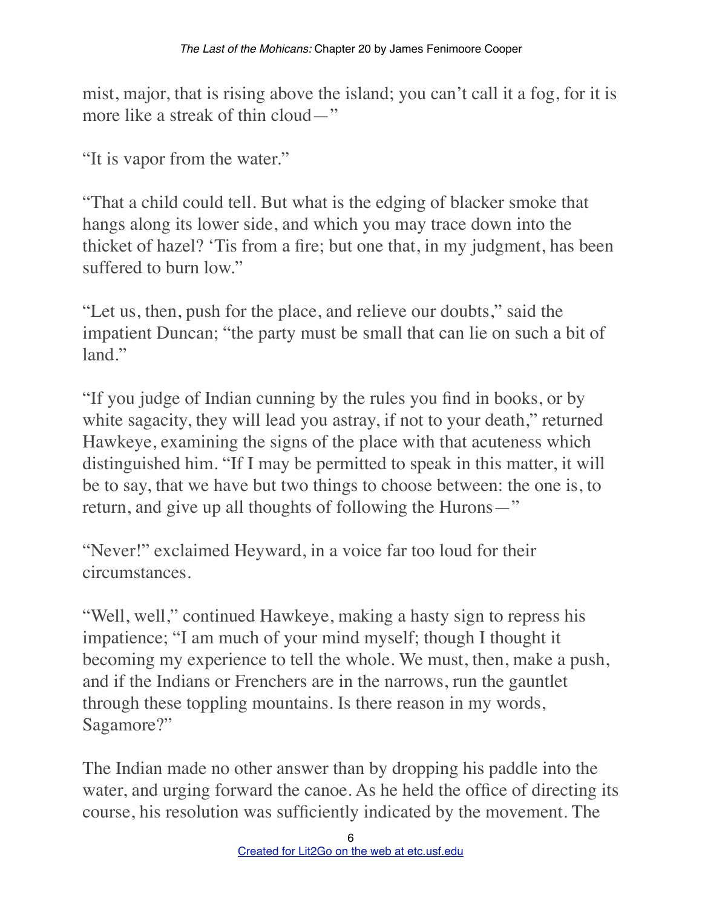mist, major, that is rising above the island; you can't call it a fog, for it is more like a streak of thin cloud—"

"It is vapor from the water."

"That a child could tell. But what is the edging of blacker smoke that hangs along its lower side, and which you may trace down into the thicket of hazel? 'Tis from a fire; but one that, in my judgment, has been suffered to burn low."

"Let us, then, push for the place, and relieve our doubts," said the impatient Duncan; "the party must be small that can lie on such a bit of land."

"If you judge of Indian cunning by the rules you find in books, or by white sagacity, they will lead you astray, if not to your death," returned Hawkeye, examining the signs of the place with that acuteness which distinguished him. "If I may be permitted to speak in this matter, it will be to say, that we have but two things to choose between: the one is, to return, and give up all thoughts of following the Hurons—"

"Never!" exclaimed Heyward, in a voice far too loud for their circumstances.

"Well, well," continued Hawkeye, making a hasty sign to repress his impatience; "I am much of your mind myself; though I thought it becoming my experience to tell the whole. We must, then, make a push, and if the Indians or Frenchers are in the narrows, run the gauntlet through these toppling mountains. Is there reason in my words, Sagamore?"

The Indian made no other answer than by dropping his paddle into the water, and urging forward the canoe. As he held the office of directing its course, his resolution was sufficiently indicated by the movement. The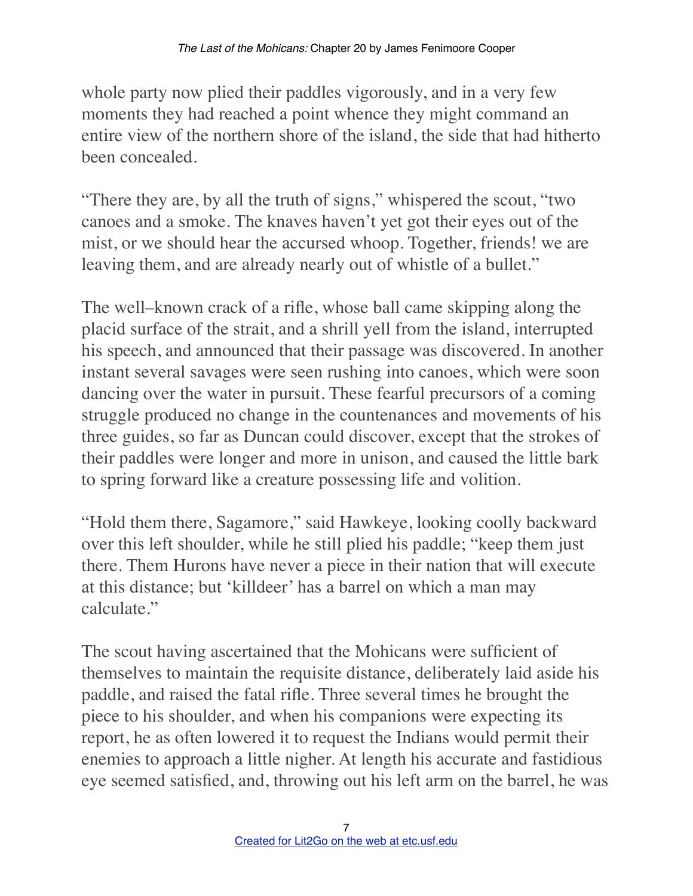whole party now plied their paddles vigorously, and in a very few moments they had reached a point whence they might command an entire view of the northern shore of the island, the side that had hitherto been concealed.

"There they are, by all the truth of signs," whispered the scout, "two canoes and a smoke. The knaves haven't yet got their eyes out of the mist, or we should hear the accursed whoop. Together, friends! we are leaving them, and are already nearly out of whistle of a bullet."

The well–known crack of a rifle, whose ball came skipping along the placid surface of the strait, and a shrill yell from the island, interrupted his speech, and announced that their passage was discovered. In another instant several savages were seen rushing into canoes, which were soon dancing over the water in pursuit. These fearful precursors of a coming struggle produced no change in the countenances and movements of his three guides, so far as Duncan could discover, except that the strokes of their paddles were longer and more in unison, and caused the little bark to spring forward like a creature possessing life and volition.

"Hold them there, Sagamore," said Hawkeye, looking coolly backward over this left shoulder, while he still plied his paddle; "keep them just there. Them Hurons have never a piece in their nation that will execute at this distance; but 'killdeer' has a barrel on which a man may calculate."

The scout having ascertained that the Mohicans were sufficient of themselves to maintain the requisite distance, deliberately laid aside his paddle, and raised the fatal rifle. Three several times he brought the piece to his shoulder, and when his companions were expecting its report, he as often lowered it to request the Indians would permit their enemies to approach a little nigher. At length his accurate and fastidious eye seemed satisfied, and, throwing out his left arm on the barrel, he was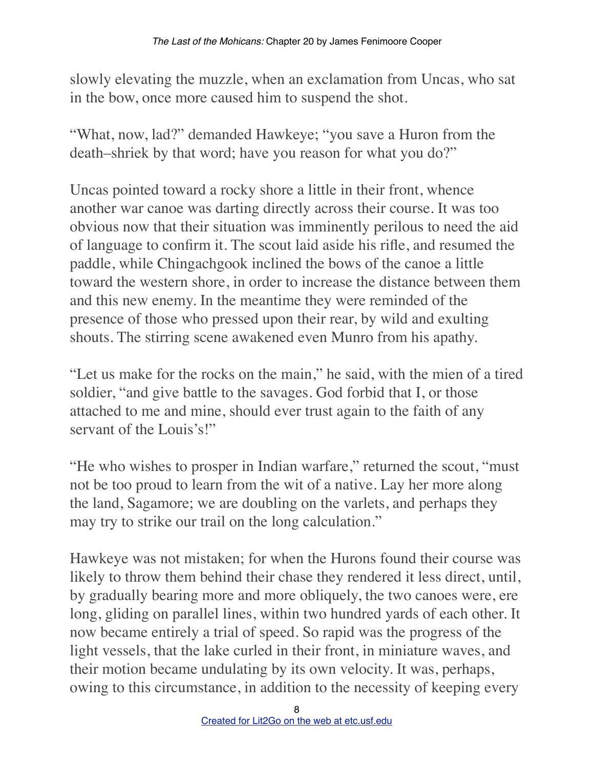slowly elevating the muzzle, when an exclamation from Uncas, who sat in the bow, once more caused him to suspend the shot.

"What, now, lad?" demanded Hawkeye; "you save a Huron from the death–shriek by that word; have you reason for what you do?"

Uncas pointed toward a rocky shore a little in their front, whence another war canoe was darting directly across their course. It was too obvious now that their situation was imminently perilous to need the aid of language to confirm it. The scout laid aside his rifle, and resumed the paddle, while Chingachgook inclined the bows of the canoe a little toward the western shore, in order to increase the distance between them and this new enemy. In the meantime they were reminded of the presence of those who pressed upon their rear, by wild and exulting shouts. The stirring scene awakened even Munro from his apathy.

"Let us make for the rocks on the main," he said, with the mien of a tired soldier, "and give battle to the savages. God forbid that I, or those attached to me and mine, should ever trust again to the faith of any servant of the Louis's!"

"He who wishes to prosper in Indian warfare," returned the scout, "must not be too proud to learn from the wit of a native. Lay her more along the land, Sagamore; we are doubling on the varlets, and perhaps they may try to strike our trail on the long calculation."

Hawkeye was not mistaken; for when the Hurons found their course was likely to throw them behind their chase they rendered it less direct, until, by gradually bearing more and more obliquely, the two canoes were, ere long, gliding on parallel lines, within two hundred yards of each other. It now became entirely a trial of speed. So rapid was the progress of the light vessels, that the lake curled in their front, in miniature waves, and their motion became undulating by its own velocity. It was, perhaps, owing to this circumstance, in addition to the necessity of keeping every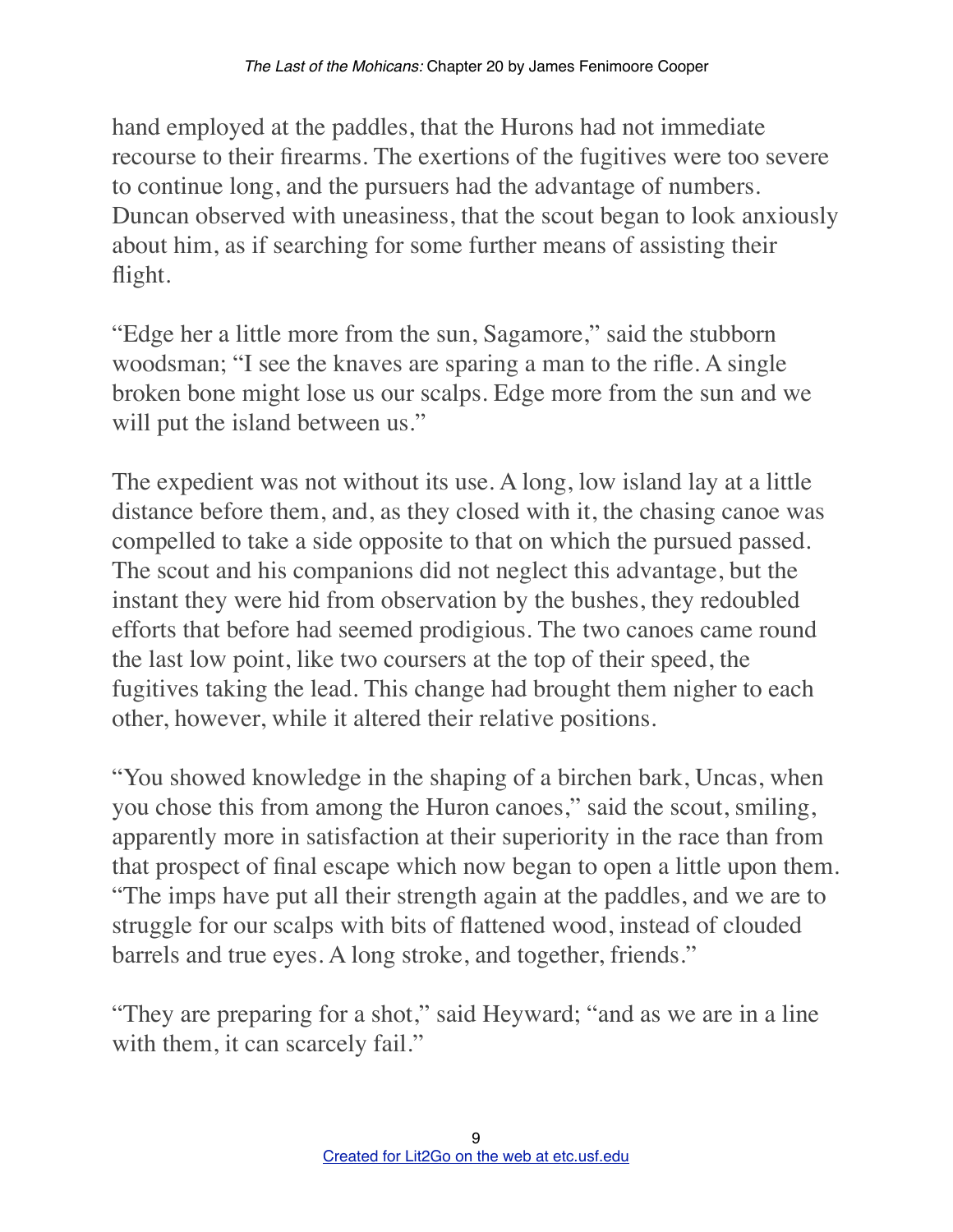hand employed at the paddles, that the Hurons had not immediate recourse to their firearms. The exertions of the fugitives were too severe to continue long, and the pursuers had the advantage of numbers. Duncan observed with uneasiness, that the scout began to look anxiously about him, as if searching for some further means of assisting their flight.

"Edge her a little more from the sun, Sagamore," said the stubborn woodsman; "I see the knaves are sparing a man to the rifle. A single broken bone might lose us our scalps. Edge more from the sun and we will put the island between us."

The expedient was not without its use. A long, low island lay at a little distance before them, and, as they closed with it, the chasing canoe was compelled to take a side opposite to that on which the pursued passed. The scout and his companions did not neglect this advantage, but the instant they were hid from observation by the bushes, they redoubled efforts that before had seemed prodigious. The two canoes came round the last low point, like two coursers at the top of their speed, the fugitives taking the lead. This change had brought them nigher to each other, however, while it altered their relative positions.

"You showed knowledge in the shaping of a birchen bark, Uncas, when you chose this from among the Huron canoes," said the scout, smiling, apparently more in satisfaction at their superiority in the race than from that prospect of final escape which now began to open a little upon them. "The imps have put all their strength again at the paddles, and we are to struggle for our scalps with bits of flattened wood, instead of clouded barrels and true eyes. A long stroke, and together, friends."

"They are preparing for a shot," said Heyward; "and as we are in a line with them, it can scarcely fail."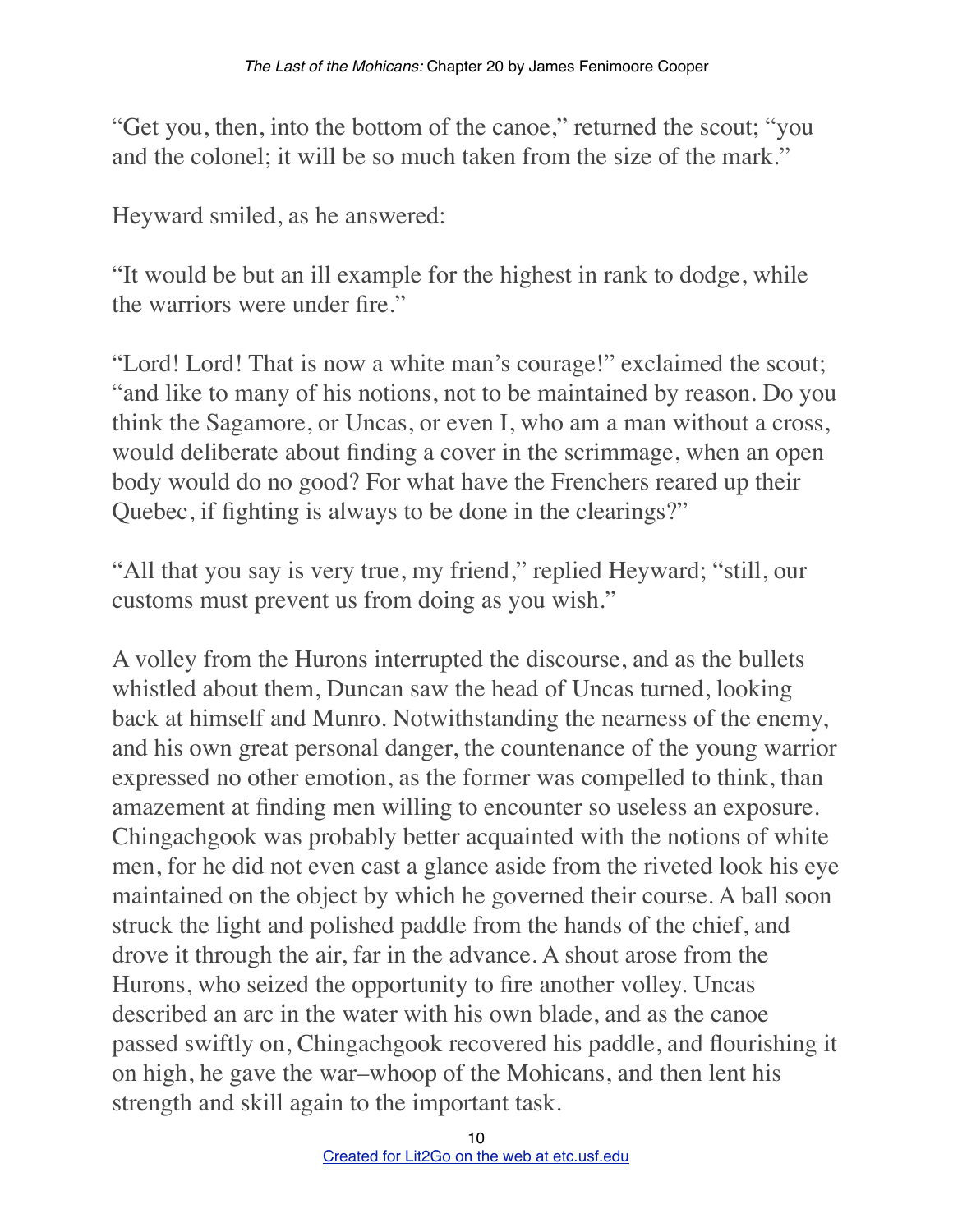"Get you, then, into the bottom of the canoe," returned the scout; "you and the colonel; it will be so much taken from the size of the mark."

Heyward smiled, as he answered:

"It would be but an ill example for the highest in rank to dodge, while the warriors were under fire."

"Lord! Lord! That is now a white man's courage!" exclaimed the scout; "and like to many of his notions, not to be maintained by reason. Do you think the Sagamore, or Uncas, or even I, who am a man without a cross, would deliberate about finding a cover in the scrimmage, when an open body would do no good? For what have the Frenchers reared up their Quebec, if fighting is always to be done in the clearings?"

"All that you say is very true, my friend," replied Heyward; "still, our customs must prevent us from doing as you wish."

A volley from the Hurons interrupted the discourse, and as the bullets whistled about them, Duncan saw the head of Uncas turned, looking back at himself and Munro. Notwithstanding the nearness of the enemy, and his own great personal danger, the countenance of the young warrior expressed no other emotion, as the former was compelled to think, than amazement at finding men willing to encounter so useless an exposure. Chingachgook was probably better acquainted with the notions of white men, for he did not even cast a glance aside from the riveted look his eye maintained on the object by which he governed their course. A ball soon struck the light and polished paddle from the hands of the chief, and drove it through the air, far in the advance. A shout arose from the Hurons, who seized the opportunity to fire another volley. Uncas described an arc in the water with his own blade, and as the canoe passed swiftly on, Chingachgook recovered his paddle, and flourishing it on high, he gave the war–whoop of the Mohicans, and then lent his strength and skill again to the important task.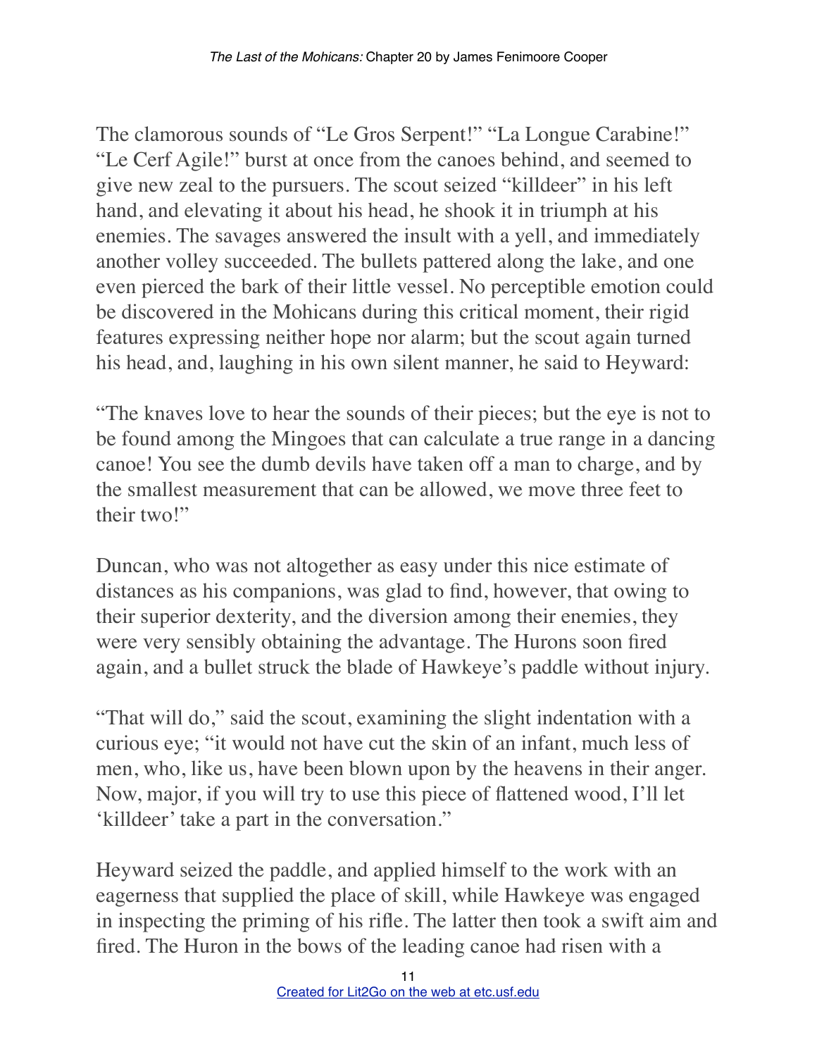The clamorous sounds of "Le Gros Serpent!" "La Longue Carabine!" "Le Cerf Agile!" burst at once from the canoes behind, and seemed to give new zeal to the pursuers. The scout seized "killdeer" in his left hand, and elevating it about his head, he shook it in triumph at his enemies. The savages answered the insult with a yell, and immediately another volley succeeded. The bullets pattered along the lake, and one even pierced the bark of their little vessel. No perceptible emotion could be discovered in the Mohicans during this critical moment, their rigid features expressing neither hope nor alarm; but the scout again turned his head, and, laughing in his own silent manner, he said to Heyward:

"The knaves love to hear the sounds of their pieces; but the eye is not to be found among the Mingoes that can calculate a true range in a dancing canoe! You see the dumb devils have taken off a man to charge, and by the smallest measurement that can be allowed, we move three feet to their two!"

Duncan, who was not altogether as easy under this nice estimate of distances as his companions, was glad to find, however, that owing to their superior dexterity, and the diversion among their enemies, they were very sensibly obtaining the advantage. The Hurons soon fired again, and a bullet struck the blade of Hawkeye's paddle without injury.

"That will do," said the scout, examining the slight indentation with a curious eye; "it would not have cut the skin of an infant, much less of men, who, like us, have been blown upon by the heavens in their anger. Now, major, if you will try to use this piece of flattened wood, I'll let 'killdeer' take a part in the conversation."

Heyward seized the paddle, and applied himself to the work with an eagerness that supplied the place of skill, while Hawkeye was engaged in inspecting the priming of his rifle. The latter then took a swift aim and fired. The Huron in the bows of the leading canoe had risen with a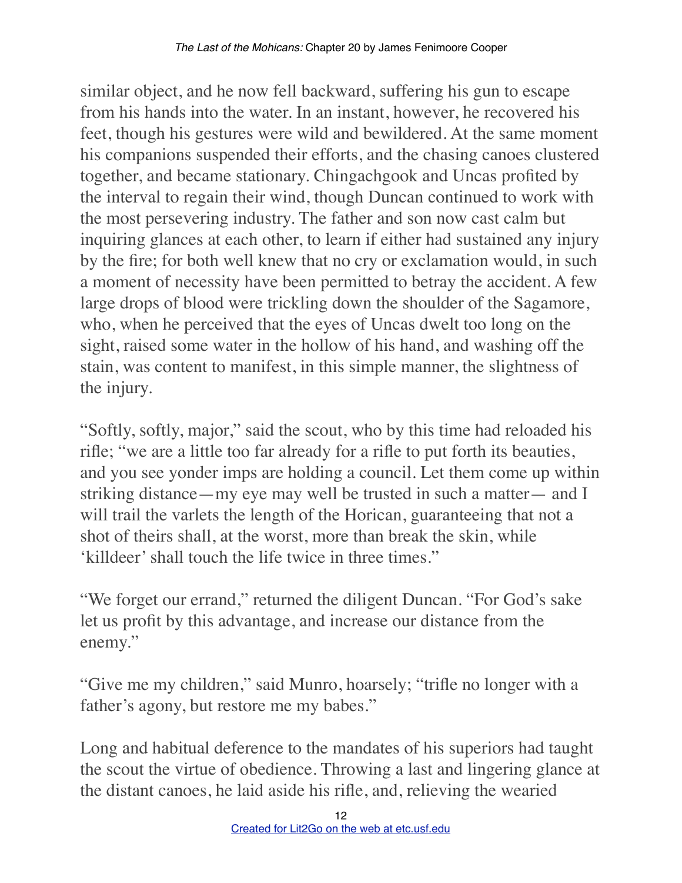similar object, and he now fell backward, suffering his gun to escape from his hands into the water. In an instant, however, he recovered his feet, though his gestures were wild and bewildered. At the same moment his companions suspended their efforts, and the chasing canoes clustered together, and became stationary. Chingachgook and Uncas profited by the interval to regain their wind, though Duncan continued to work with the most persevering industry. The father and son now cast calm but inquiring glances at each other, to learn if either had sustained any injury by the fire; for both well knew that no cry or exclamation would, in such a moment of necessity have been permitted to betray the accident. A few large drops of blood were trickling down the shoulder of the Sagamore, who, when he perceived that the eyes of Uncas dwelt too long on the sight, raised some water in the hollow of his hand, and washing off the stain, was content to manifest, in this simple manner, the slightness of the injury.

"Softly, softly, major," said the scout, who by this time had reloaded his rifle; "we are a little too far already for a rifle to put forth its beauties, and you see yonder imps are holding a council. Let them come up within striking distance—my eye may well be trusted in such a matter— and I will trail the varlets the length of the Horican, guaranteeing that not a shot of theirs shall, at the worst, more than break the skin, while 'killdeer' shall touch the life twice in three times."

"We forget our errand," returned the diligent Duncan. "For God's sake let us profit by this advantage, and increase our distance from the enemy."

"Give me my children," said Munro, hoarsely; "trifle no longer with a father's agony, but restore me my babes."

Long and habitual deference to the mandates of his superiors had taught the scout the virtue of obedience. Throwing a last and lingering glance at the distant canoes, he laid aside his rifle, and, relieving the wearied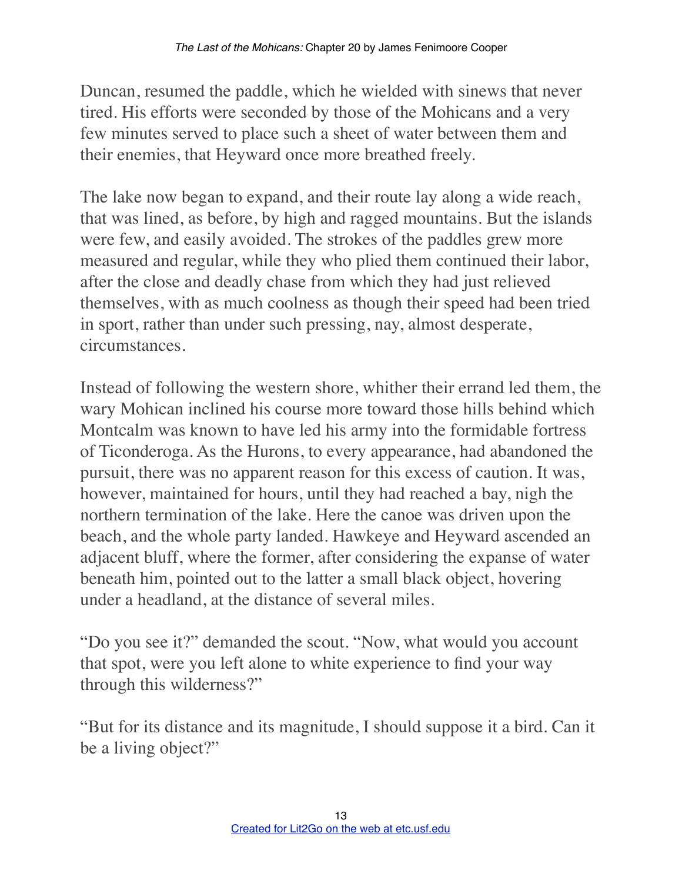Duncan, resumed the paddle, which he wielded with sinews that never tired. His efforts were seconded by those of the Mohicans and a very few minutes served to place such a sheet of water between them and their enemies, that Heyward once more breathed freely.

The lake now began to expand, and their route lay along a wide reach, that was lined, as before, by high and ragged mountains. But the islands were few, and easily avoided. The strokes of the paddles grew more measured and regular, while they who plied them continued their labor, after the close and deadly chase from which they had just relieved themselves, with as much coolness as though their speed had been tried in sport, rather than under such pressing, nay, almost desperate, circumstances.

Instead of following the western shore, whither their errand led them, the wary Mohican inclined his course more toward those hills behind which Montcalm was known to have led his army into the formidable fortress of Ticonderoga. As the Hurons, to every appearance, had abandoned the pursuit, there was no apparent reason for this excess of caution. It was, however, maintained for hours, until they had reached a bay, nigh the northern termination of the lake. Here the canoe was driven upon the beach, and the whole party landed. Hawkeye and Heyward ascended an adjacent bluff, where the former, after considering the expanse of water beneath him, pointed out to the latter a small black object, hovering under a headland, at the distance of several miles.

"Do you see it?" demanded the scout. "Now, what would you account that spot, were you left alone to white experience to find your way through this wilderness?"

"But for its distance and its magnitude, I should suppose it a bird. Can it be a living object?"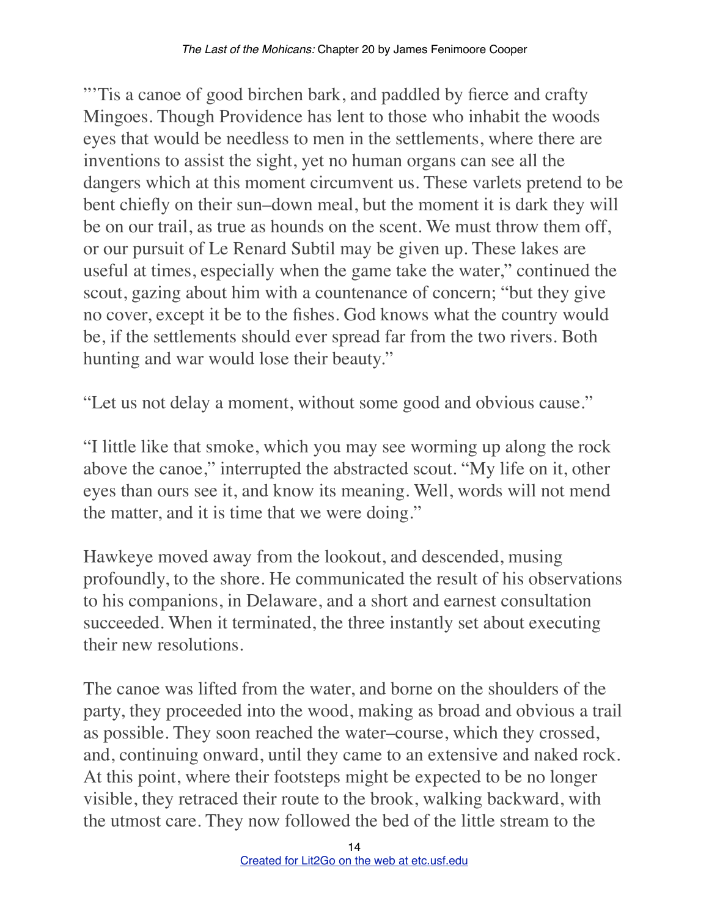"'Tis a canoe of good birchen bark, and paddled by fierce and crafty Mingoes. Though Providence has lent to those who inhabit the woods eyes that would be needless to men in the settlements, where there are inventions to assist the sight, yet no human organs can see all the dangers which at this moment circumvent us. These varlets pretend to be bent chiefly on their sun–down meal, but the moment it is dark they will be on our trail, as true as hounds on the scent. We must throw them off, or our pursuit of Le Renard Subtil may be given up. These lakes are useful at times, especially when the game take the water," continued the scout, gazing about him with a countenance of concern; "but they give no cover, except it be to the fishes. God knows what the country would be, if the settlements should ever spread far from the two rivers. Both hunting and war would lose their beauty."

"Let us not delay a moment, without some good and obvious cause."

"I little like that smoke, which you may see worming up along the rock above the canoe," interrupted the abstracted scout. "My life on it, other eyes than ours see it, and know its meaning. Well, words will not mend the matter, and it is time that we were doing."

Hawkeye moved away from the lookout, and descended, musing profoundly, to the shore. He communicated the result of his observations to his companions, in Delaware, and a short and earnest consultation succeeded. When it terminated, the three instantly set about executing their new resolutions.

The canoe was lifted from the water, and borne on the shoulders of the party, they proceeded into the wood, making as broad and obvious a trail as possible. They soon reached the water–course, which they crossed, and, continuing onward, until they came to an extensive and naked rock. At this point, where their footsteps might be expected to be no longer visible, they retraced their route to the brook, walking backward, with the utmost care. They now followed the bed of the little stream to the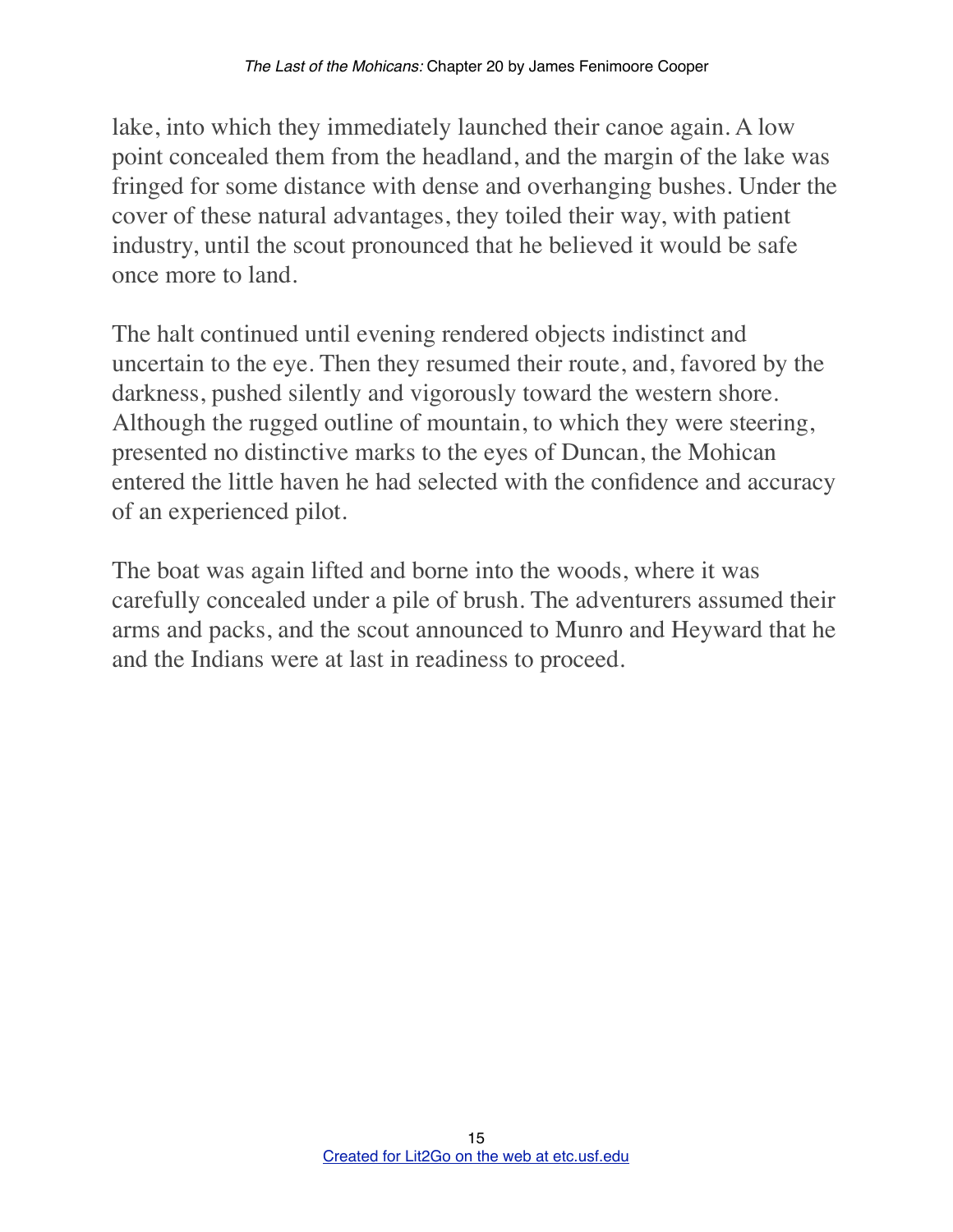lake, into which they immediately launched their canoe again. A low point concealed them from the headland, and the margin of the lake was fringed for some distance with dense and overhanging bushes. Under the cover of these natural advantages, they toiled their way, with patient industry, until the scout pronounced that he believed it would be safe once more to land.

The halt continued until evening rendered objects indistinct and uncertain to the eye. Then they resumed their route, and, favored by the darkness, pushed silently and vigorously toward the western shore. Although the rugged outline of mountain, to which they were steering, presented no distinctive marks to the eyes of Duncan, the Mohican entered the little haven he had selected with the confidence and accuracy of an experienced pilot.

The boat was again lifted and borne into the woods, where it was carefully concealed under a pile of brush. The adventurers assumed their arms and packs, and the scout announced to Munro and Heyward that he and the Indians were at last in readiness to proceed.